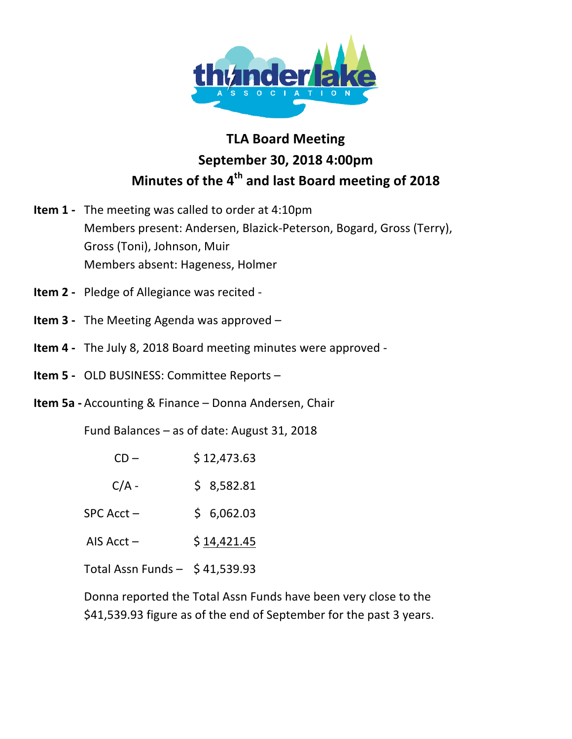# TLA Board Meeting

## September 30, 2018 4:00pm

## Minutes of the 4th and last Board meeting of 2018

**Item 1 -** The meeting was called to order at 4:10pm
Members present: Andersen, Blazick-Peterson, Bogard, Gross (Terry), Gross (Toni), Johnson, Muir
Members absent: Hageness, Holmer

**Item 2 -** Pledge of Allegiance was recited -

**Item 3 -** The Meeting Agenda was approved –

**Item 4 -** The July 8, 2018 Board meeting minutes were approved -

**Item 5 -** OLD BUSINESS: Committee Reports –

**Item 5a -** Accounting & Finance – Donna Andersen, Chair

Fund Balances – as of date: August 31, 2018

| | |
|---|---|
| CD – | $ 12,473.63 |
| C/A - | $ 8,582.81 |
| SPC Acct – | $ 6,062.03 |
| AIS Acct – | $ 14,421.45 |
| Total Assn Funds – | $ 41,539.93 |

Donna reported the Total Assn Funds have been very close to the $41,539.93 figure as of the end of September for the past 3 years.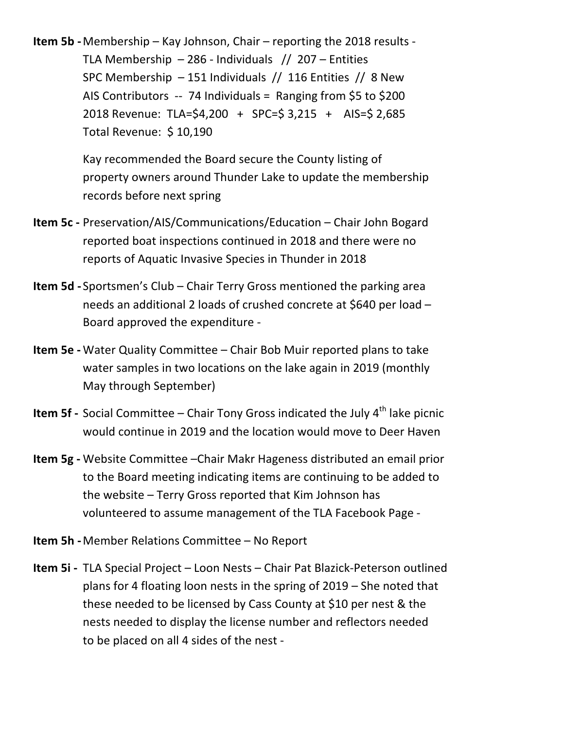**Item 5b -** Membership – Kay Johnson, Chair – reporting the 2018 results -
TLA Membership – 286 - Individuals // 207 – Entities
SPC Membership – 151 Individuals // 116 Entities // 8 New
AIS Contributors -- 74 Individuals = Ranging from $5 to $200
2018 Revenue: TLA=$4,200 + SPC=$ 3,215 + AIS=$ 2,685
Total Revenue: $ 10,190

Kay recommended the Board secure the County listing of property owners around Thunder Lake to update the membership records before next spring

**Item 5c -** Preservation/AIS/Communications/Education – Chair John Bogard reported boat inspections continued in 2018 and there were no reports of Aquatic Invasive Species in Thunder in 2018

**Item 5d -** Sportsmen's Club – Chair Terry Gross mentioned the parking area needs an additional 2 loads of crushed concrete at $640 per load – Board approved the expenditure -

**Item 5e -** Water Quality Committee – Chair Bob Muir reported plans to take water samples in two locations on the lake again in 2019 (monthly May through September)

**Item 5f -** Social Committee – Chair Tony Gross indicated the July 4th lake picnic would continue in 2019 and the location would move to Deer Haven

**Item 5g -** Website Committee –Chair Makr Hageness distributed an email prior to the Board meeting indicating items are continuing to be added to the website – Terry Gross reported that Kim Johnson has volunteered to assume management of the TLA Facebook Page -

**Item 5h -** Member Relations Committee – No Report

**Item 5i -** TLA Special Project – Loon Nests – Chair Pat Blazick-Peterson outlined plans for 4 floating loon nests in the spring of 2019 – She noted that these needed to be licensed by Cass County at $10 per nest & the nests needed to display the license number and reflectors needed to be placed on all 4 sides of the nest -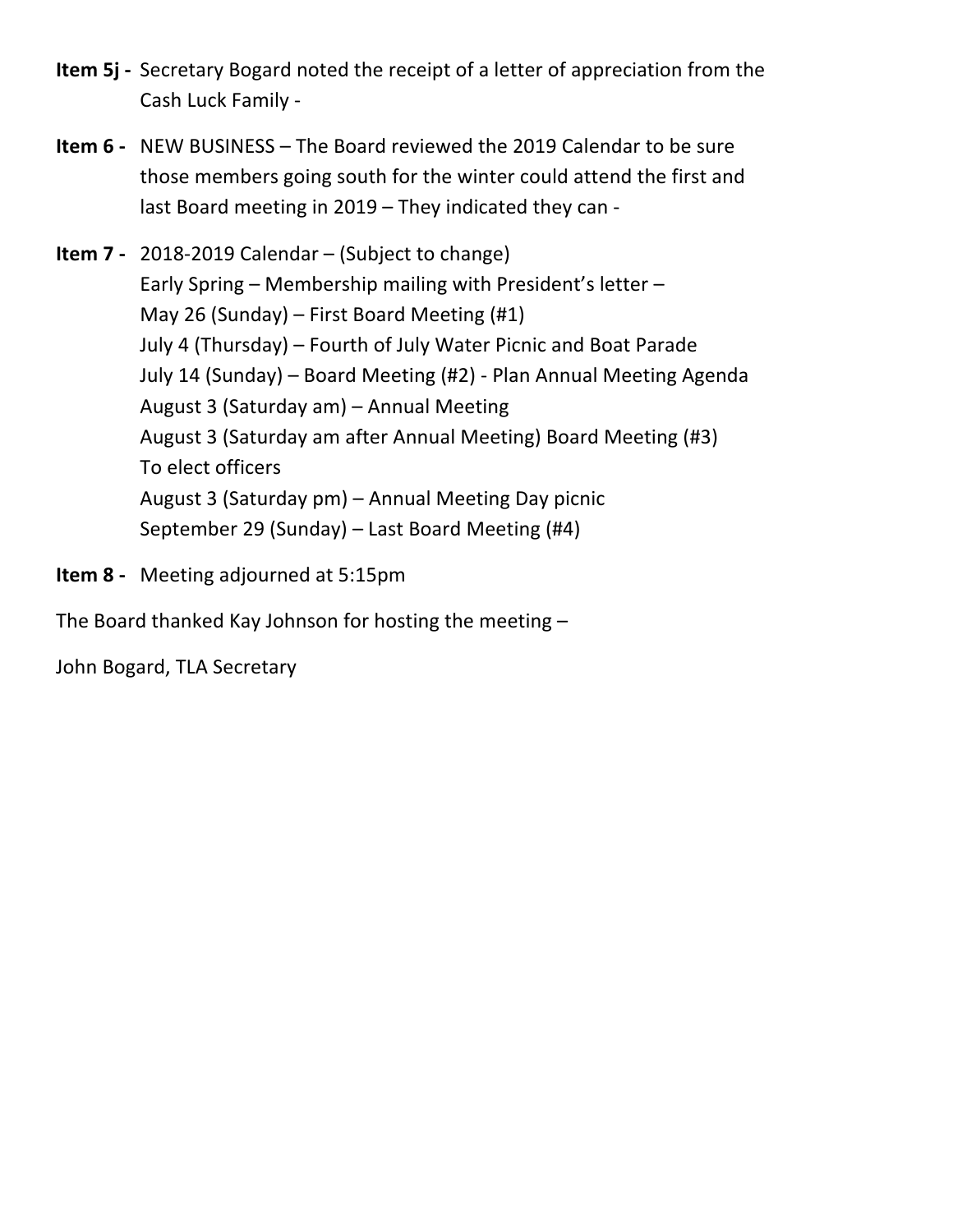**Item 5j -** Secretary Bogard noted the receipt of a letter of appreciation from the Cash Luck Family -

**Item 6 -** NEW BUSINESS – The Board reviewed the 2019 Calendar to be sure those members going south for the winter could attend the first and last Board meeting in 2019 – They indicated they can -

**Item 7 -** 2018-2019 Calendar – (Subject to change)
Early Spring – Membership mailing with President's letter –
May 26 (Sunday) – First Board Meeting (#1)
July 4 (Thursday) – Fourth of July Water Picnic and Boat Parade
July 14 (Sunday) – Board Meeting (#2) - Plan Annual Meeting Agenda
August 3 (Saturday am) – Annual Meeting
August 3 (Saturday am after Annual Meeting) Board Meeting (#3)
To elect officers
August 3 (Saturday pm) – Annual Meeting Day picnic
September 29 (Sunday) – Last Board Meeting (#4)

**Item 8 -** Meeting adjourned at 5:15pm

The Board thanked Kay Johnson for hosting the meeting –

John Bogard, TLA Secretary